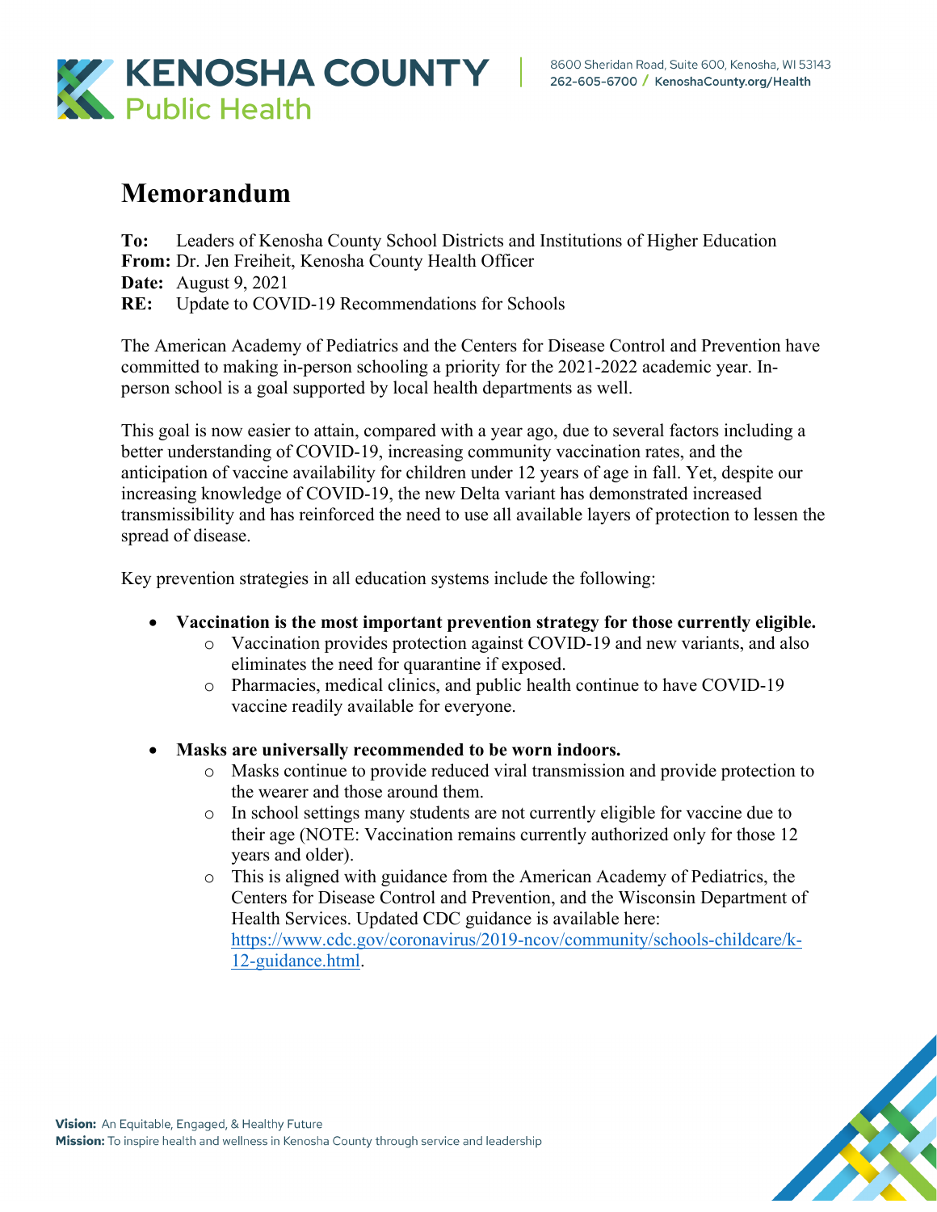KENOSHA COUNTY Public Health

8600 Sheridan Road, Suite 600, Kenosha, WI 53143
262-605-6700 / KenoshaCounty.org/Health

# Memorandum

**To:** Leaders of Kenosha County School Districts and Institutions of Higher Education
**From:** Dr. Jen Freiheit, Kenosha County Health Officer
**Date:** August 9, 2021
**RE:** Update to COVID-19 Recommendations for Schools

The American Academy of Pediatrics and the Centers for Disease Control and Prevention have committed to making in-person schooling a priority for the 2021-2022 academic year. In-person school is a goal supported by local health departments as well.

This goal is now easier to attain, compared with a year ago, due to several factors including a better understanding of COVID-19, increasing community vaccination rates, and the anticipation of vaccine availability for children under 12 years of age in fall. Yet, despite our increasing knowledge of COVID-19, the new Delta variant has demonstrated increased transmissibility and has reinforced the need to use all available layers of protection to lessen the spread of disease.

Key prevention strategies in all education systems include the following:

- **Vaccination is the most important prevention strategy for those currently eligible.**
  - Vaccination provides protection against COVID-19 and new variants, and also eliminates the need for quarantine if exposed.
  - Pharmacies, medical clinics, and public health continue to have COVID-19 vaccine readily available for everyone.

- **Masks are universally recommended to be worn indoors.**
  - Masks continue to provide reduced viral transmission and provide protection to the wearer and those around them.
  - In school settings many students are not currently eligible for vaccine due to their age (NOTE: Vaccination remains currently authorized only for those 12 years and older).
  - This is aligned with guidance from the American Academy of Pediatrics, the Centers for Disease Control and Prevention, and the Wisconsin Department of Health Services. Updated CDC guidance is available here: https://www.cdc.gov/coronavirus/2019-ncov/community/schools-childcare/k-12-guidance.html.

**Vision:** An Equitable, Engaged, & Healthy Future
**Mission:** To inspire health and wellness in Kenosha County through service and leadership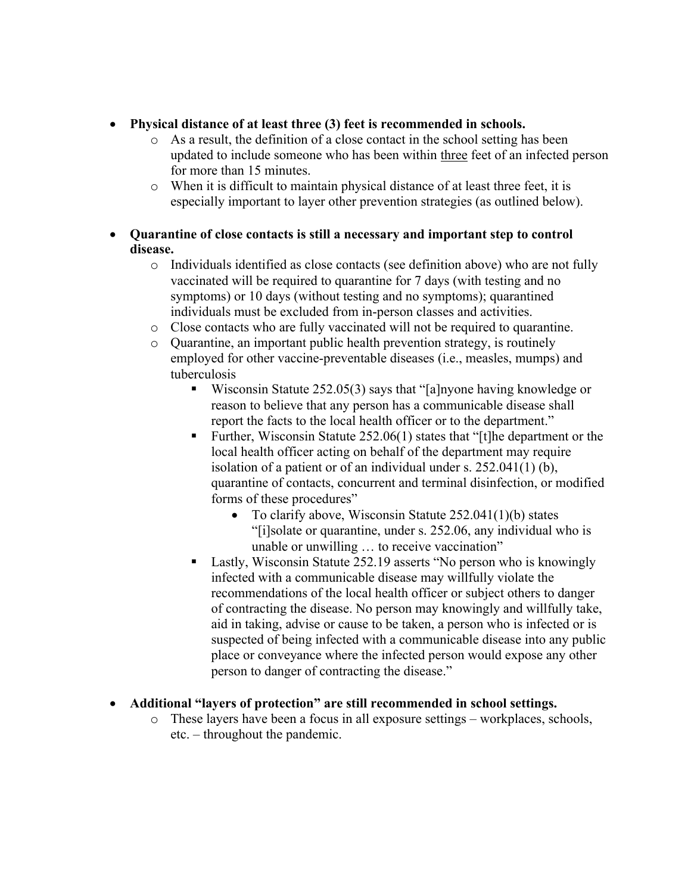- **Physical distance of at least three (3) feet is recommended in schools.**
    - As a result, the definition of a close contact in the school setting has been updated to include someone who has been within <u>three</u> feet of an infected person for more than 15 minutes.
    - When it is difficult to maintain physical distance of at least three feet, it is especially important to layer other prevention strategies (as outlined below).

- **Quarantine of close contacts is still a necessary and important step to control disease.**
    - Individuals identified as close contacts (see definition above) who are not fully vaccinated will be required to quarantine for 7 days (with testing and no symptoms) or 10 days (without testing and no symptoms); quarantined individuals must be excluded from in-person classes and activities.
    - Close contacts who are fully vaccinated will not be required to quarantine.
    - Quarantine, an important public health prevention strategy, is routinely employed for other vaccine-preventable diseases (i.e., measles, mumps) and tuberculosis
        - Wisconsin Statute 252.05(3) says that "[a]nyone having knowledge or reason to believe that any person has a communicable disease shall report the facts to the local health officer or to the department."
        - Further, Wisconsin Statute 252.06(1) states that "[t]he department or the local health officer acting on behalf of the department may require isolation of a patient or of an individual under s. 252.041(1) (b), quarantine of contacts, concurrent and terminal disinfection, or modified forms of these procedures"
            - To clarify above, Wisconsin Statute 252.041(1)(b) states "[i]solate or quarantine, under s. 252.06, any individual who is unable or unwilling … to receive vaccination"
        - Lastly, Wisconsin Statute 252.19 asserts "No person who is knowingly infected with a communicable disease may willfully violate the recommendations of the local health officer or subject others to danger of contracting the disease. No person may knowingly and willfully take, aid in taking, advise or cause to be taken, a person who is infected or is suspected of being infected with a communicable disease into any public place or conveyance where the infected person would expose any other person to danger of contracting the disease."

- **Additional "layers of protection" are still recommended in school settings.**
    - These layers have been a focus in all exposure settings – workplaces, schools, etc. – throughout the pandemic.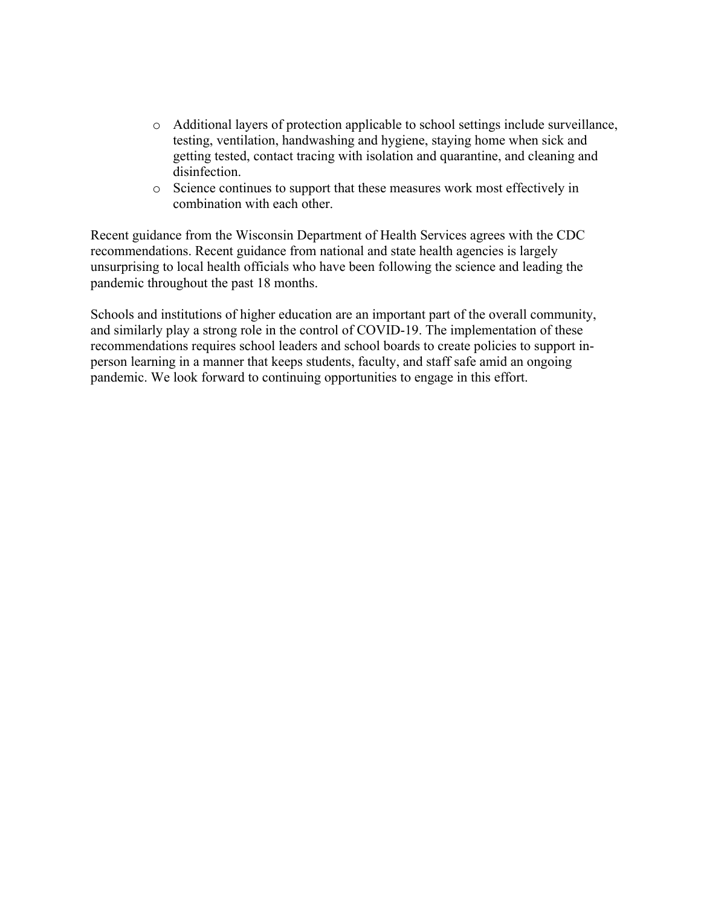- Additional layers of protection applicable to school settings include surveillance, testing, ventilation, handwashing and hygiene, staying home when sick and getting tested, contact tracing with isolation and quarantine, and cleaning and disinfection.
- Science continues to support that these measures work most effectively in combination with each other.

Recent guidance from the Wisconsin Department of Health Services agrees with the CDC recommendations. Recent guidance from national and state health agencies is largely unsurprising to local health officials who have been following the science and leading the pandemic throughout the past 18 months.

Schools and institutions of higher education are an important part of the overall community, and similarly play a strong role in the control of COVID-19. The implementation of these recommendations requires school leaders and school boards to create policies to support in-person learning in a manner that keeps students, faculty, and staff safe amid an ongoing pandemic. We look forward to continuing opportunities to engage in this effort.